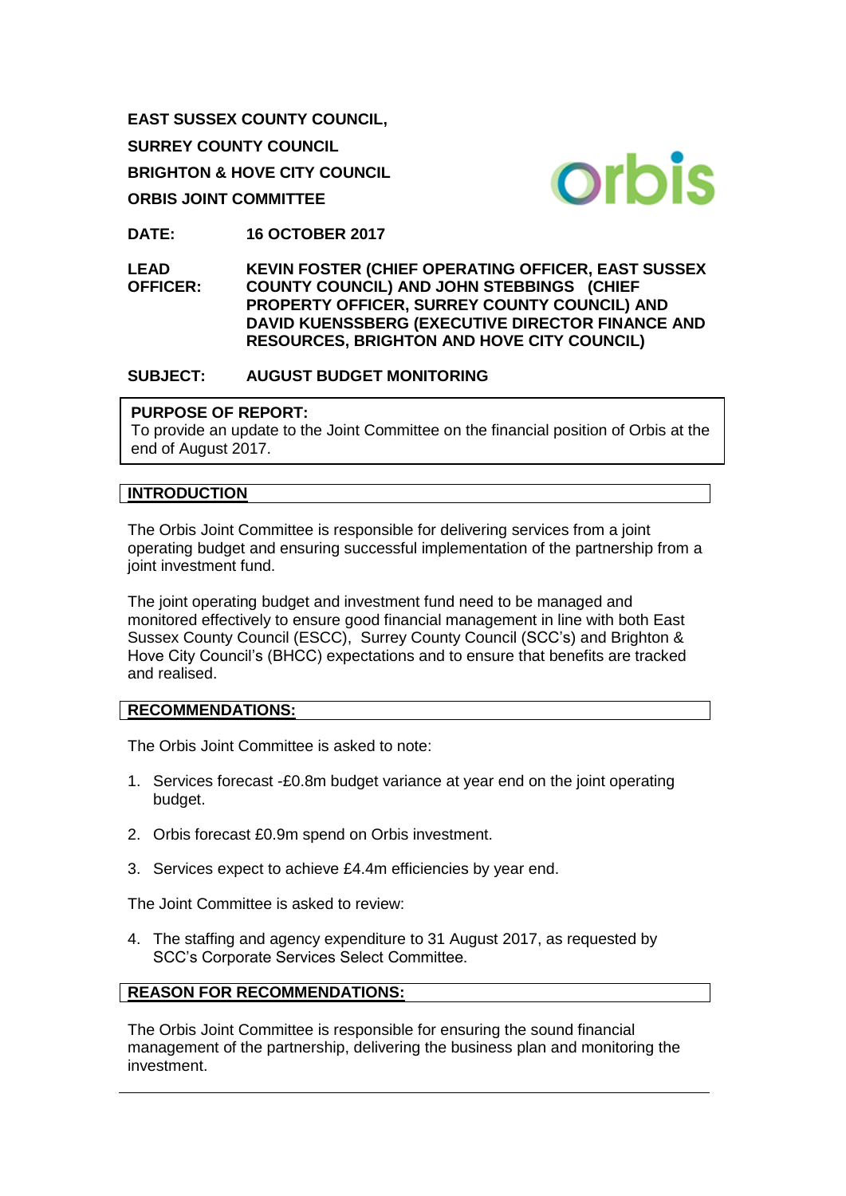**EAST SUSSEX COUNTY COUNCIL,**

**SURREY COUNTY COUNCIL**

**BRIGHTON & HOVE CITY COUNCIL**

**ORBIS JOINT COMMITTEE**

**DATE:** **16 OCTOBER 2017**

**LEAD OFFICER:** **KEVIN FOSTER (CHIEF OPERATING OFFICER, EAST SUSSEX COUNTY COUNCIL) AND JOHN STEBBINGS (CHIEF PROPERTY OFFICER, SURREY COUNTY COUNCIL) AND DAVID KUENSSBERG (EXECUTIVE DIRECTOR FINANCE AND RESOURCES, BRIGHTON AND HOVE CITY COUNCIL)**

**SUBJECT:** **AUGUST BUDGET MONITORING**

**PURPOSE OF REPORT:**
To provide an update to the Joint Committee on the financial position of Orbis at the end of August 2017.

## INTRODUCTION

The Orbis Joint Committee is responsible for delivering services from a joint operating budget and ensuring successful implementation of the partnership from a joint investment fund.

The joint operating budget and investment fund need to be managed and monitored effectively to ensure good financial management in line with both East Sussex County Council (ESCC), Surrey County Council (SCC's) and Brighton & Hove City Council's (BHCC) expectations and to ensure that benefits are tracked and realised.

## RECOMMENDATIONS:

The Orbis Joint Committee is asked to note:

1. Services forecast -£0.8m budget variance at year end on the joint operating budget.
2. Orbis forecast £0.9m spend on Orbis investment.
3. Services expect to achieve £4.4m efficiencies by year end.

The Joint Committee is asked to review:

4. The staffing and agency expenditure to 31 August 2017, as requested by SCC's Corporate Services Select Committee.

## REASON FOR RECOMMENDATIONS:

The Orbis Joint Committee is responsible for ensuring the sound financial management of the partnership, delivering the business plan and monitoring the investment.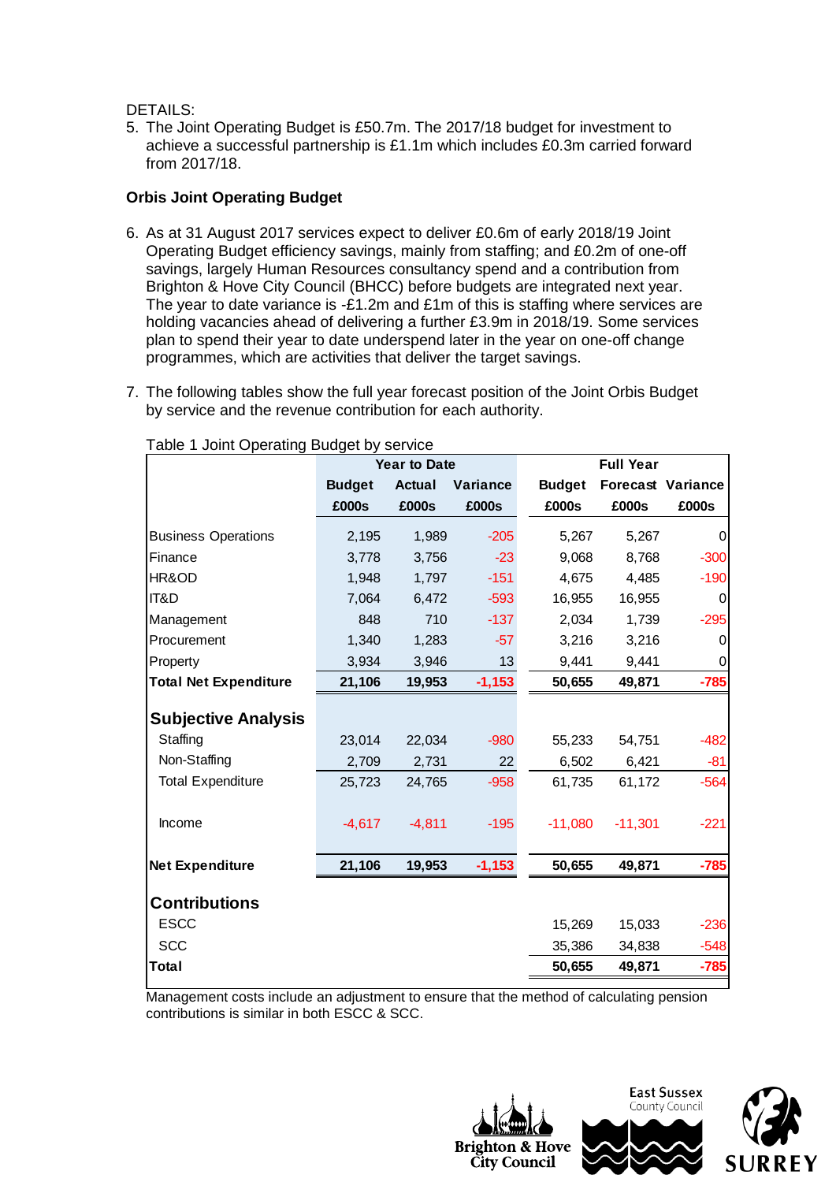DETAILS:

5. The Joint Operating Budget is £50.7m. The 2017/18 budget for investment to achieve a successful partnership is £1.1m which includes £0.3m carried forward from 2017/18.

**Orbis Joint Operating Budget**

6. As at 31 August 2017 services expect to deliver £0.6m of early 2018/19 Joint Operating Budget efficiency savings, mainly from staffing; and £0.2m of one-off savings, largely Human Resources consultancy spend and a contribution from Brighton & Hove City Council (BHCC) before budgets are integrated next year. The year to date variance is -£1.2m and £1m of this is staffing where services are holding vacancies ahead of delivering a further £3.9m in 2018/19. Some services plan to spend their year to date underspend later in the year on one-off change programmes, which are activities that deliver the target savings.

7. The following tables show the full year forecast position of the Joint Orbis Budget by service and the revenue contribution for each authority.

Table 1 Joint Operating Budget by service

| | Year to Date | | | Full Year | | |
|---|---|---|---|---|---|---|
| | Budget | Actual | Variance | Budget | Forecast | Variance |
| | £000s | £000s | £000s | £000s | £000s | £000s |
| Business Operations | 2,195 | 1,989 | -205 | 5,267 | 5,267 | 0 |
| Finance | 3,778 | 3,756 | -23 | 9,068 | 8,768 | -300 |
| HR&OD | 1,948 | 1,797 | -151 | 4,675 | 4,485 | -190 |
| IT&D | 7,064 | 6,472 | -593 | 16,955 | 16,955 | 0 |
| Management | 848 | 710 | -137 | 2,034 | 1,739 | -295 |
| Procurement | 1,340 | 1,283 | -57 | 3,216 | 3,216 | 0 |
| Property | 3,934 | 3,946 | 13 | 9,441 | 9,441 | 0 |
| **Total Net Expenditure** | **21,106** | **19,953** | **-1,153** | **50,655** | **49,871** | **-785** |
| **Subjective Analysis** | | | | | | |
| Staffing | 23,014 | 22,034 | -980 | 55,233 | 54,751 | -482 |
| Non-Staffing | 2,709 | 2,731 | 22 | 6,502 | 6,421 | -81 |
| Total Expenditure | 25,723 | 24,765 | -958 | 61,735 | 61,172 | -564 |
| Income | -4,617 | -4,811 | -195 | -11,080 | -11,301 | -221 |
| **Net Expenditure** | **21,106** | **19,953** | **-1,153** | **50,655** | **49,871** | **-785** |
| **Contributions** | | | | | | |
| ESCC | | | | 15,269 | 15,033 | -236 |
| SCC | | | | 35,386 | 34,838 | -548 |
| **Total** | | | | **50,655** | **49,871** | **-785** |

Management costs include an adjustment to ensure that the method of calculating pension contributions is similar in both ESCC & SCC.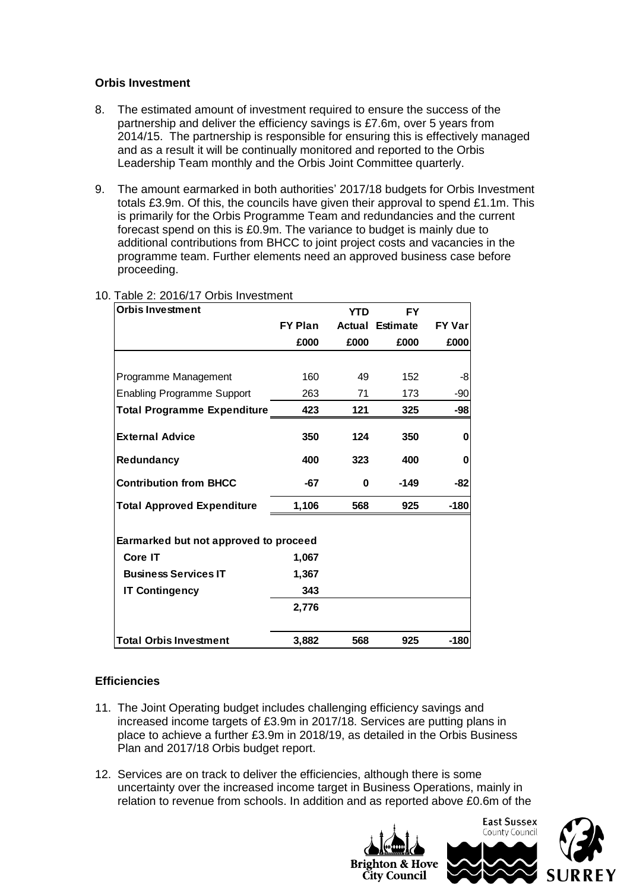### Orbis Investment

8. The estimated amount of investment required to ensure the success of the partnership and deliver the efficiency savings is £7.6m, over 5 years from 2014/15. The partnership is responsible for ensuring this is effectively managed and as a result it will be continually monitored and reported to the Orbis Leadership Team monthly and the Orbis Joint Committee quarterly.

9. The amount earmarked in both authorities' 2017/18 budgets for Orbis Investment totals £3.9m. Of this, the councils have given their approval to spend £1.1m. This is primarily for the Orbis Programme Team and redundancies and the current forecast spend on this is £0.9m. The variance to budget is mainly due to additional contributions from BHCC to joint project costs and vacancies in the programme team. Further elements need an approved business case before proceeding.

10. Table 2: 2016/17 Orbis Investment

| Orbis Investment | FY Plan | YTD Actual | FY Estimate | FY Var |
|---|---|---|---|---|
| | £000 | £000 | £000 | £000 |
| Programme Management | 160 | 49 | 152 | -8 |
| Enabling Programme Support | 263 | 71 | 173 | -90 |
| **Total Programme Expenditure** | **423** | **121** | **325** | **-98** |
| **External Advice** | **350** | **124** | **350** | **0** |
| **Redundancy** | **400** | **323** | **400** | **0** |
| **Contribution from BHCC** | **-67** | **0** | **-149** | **-82** |
| **Total Approved Expenditure** | **1,106** | **568** | **925** | **-180** |
| **Earmarked but not approved to proceed** | | | | |
| **Core IT** | **1,067** | | | |
| **Business Services IT** | **1,367** | | | |
| **IT Contingency** | **343** | | | |
| | **2,776** | | | |
| **Total Orbis Investment** | **3,882** | **568** | **925** | **-180** |

### Efficiencies

11. The Joint Operating budget includes challenging efficiency savings and increased income targets of £3.9m in 2017/18. Services are putting plans in place to achieve a further £3.9m in 2018/19, as detailed in the Orbis Business Plan and 2017/18 Orbis budget report.

12. Services are on track to deliver the efficiencies, although there is some uncertainty over the increased income target in Business Operations, mainly in relation to revenue from schools. In addition and as reported above £0.6m of the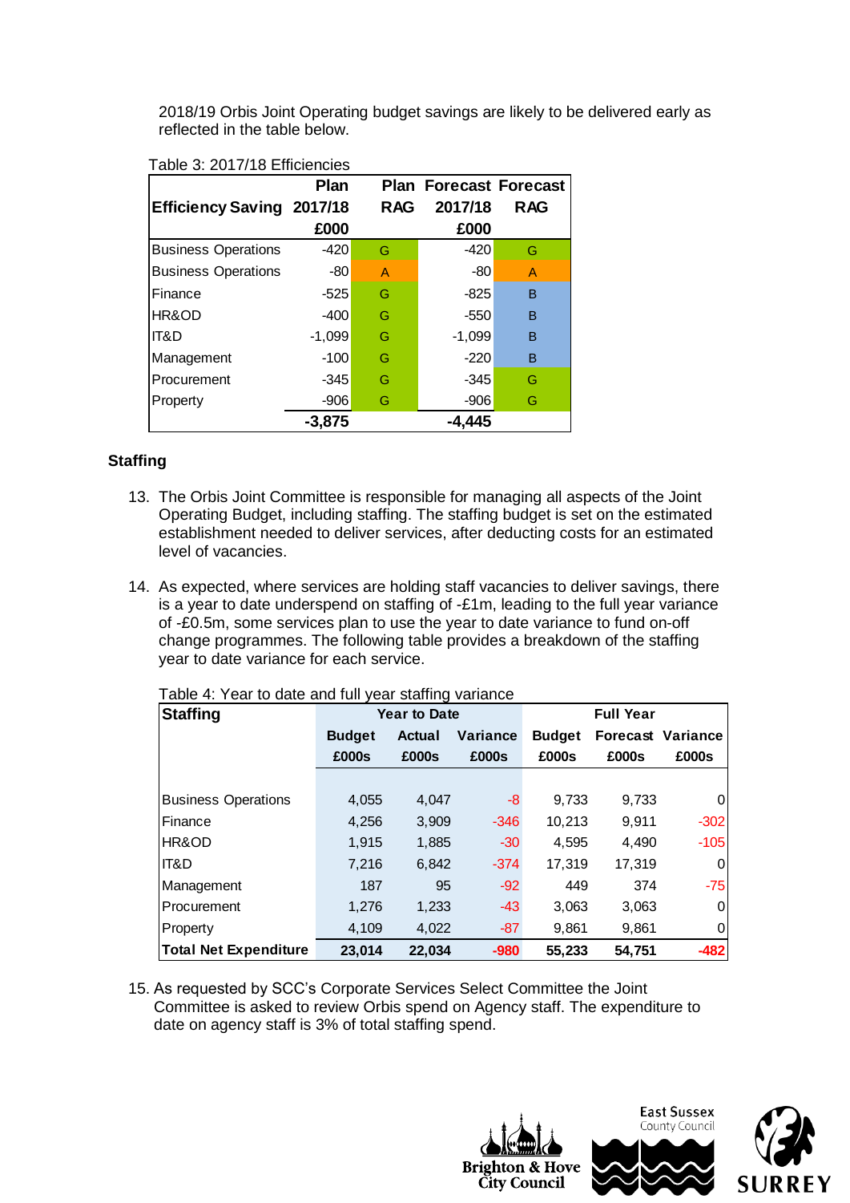2018/19 Orbis Joint Operating budget savings are likely to be delivered early as reflected in the table below.

Table 3: 2017/18 Efficiencies

| Efficiency Saving | Plan 2017/18 £000 | Plan RAG | Forecast 2017/18 £000 | Forecast RAG |
|---|---|---|---|---|
| Business Operations | -420 | G | -420 | G |
| Business Operations | -80 | A | -80 | A |
| Finance | -525 | G | -825 | B |
| HR&OD | -400 | G | -550 | B |
| IT&D | -1,099 | G | -1,099 | B |
| Management | -100 | G | -220 | B |
| Procurement | -345 | G | -345 | G |
| Property | -906 | G | -906 | G |
| | **-3,875** | | **-4,445** | |

## Staffing

13. The Orbis Joint Committee is responsible for managing all aspects of the Joint Operating Budget, including staffing. The staffing budget is set on the estimated establishment needed to deliver services, after deducting costs for an estimated level of vacancies.

14. As expected, where services are holding staff vacancies to deliver savings, there is a year to date underspend on staffing of -£1m, leading to the full year variance of -£0.5m, some services plan to use the year to date variance to fund on-off change programmes. The following table provides a breakdown of the staffing year to date variance for each service.

Table 4: Year to date and full year staffing variance

| Staffing | Year to Date | | | Full Year | | |
|---|---|---|---|---|---|---|
| | Budget £000s | Actual £000s | Variance £000s | Budget £000s | Forecast £000s | Variance £000s |
| Business Operations | 4,055 | 4,047 | -8 | 9,733 | 9,733 | 0 |
| Finance | 4,256 | 3,909 | -346 | 10,213 | 9,911 | -302 |
| HR&OD | 1,915 | 1,885 | -30 | 4,595 | 4,490 | -105 |
| IT&D | 7,216 | 6,842 | -374 | 17,319 | 17,319 | 0 |
| Management | 187 | 95 | -92 | 449 | 374 | -75 |
| Procurement | 1,276 | 1,233 | -43 | 3,063 | 3,063 | 0 |
| Property | 4,109 | 4,022 | -87 | 9,861 | 9,861 | 0 |
| **Total Net Expenditure** | **23,014** | **22,034** | **-980** | **55,233** | **54,751** | **-482** |

15. As requested by SCC's Corporate Services Select Committee the Joint Committee is asked to review Orbis spend on Agency staff. The expenditure to date on agency staff is 3% of total staffing spend.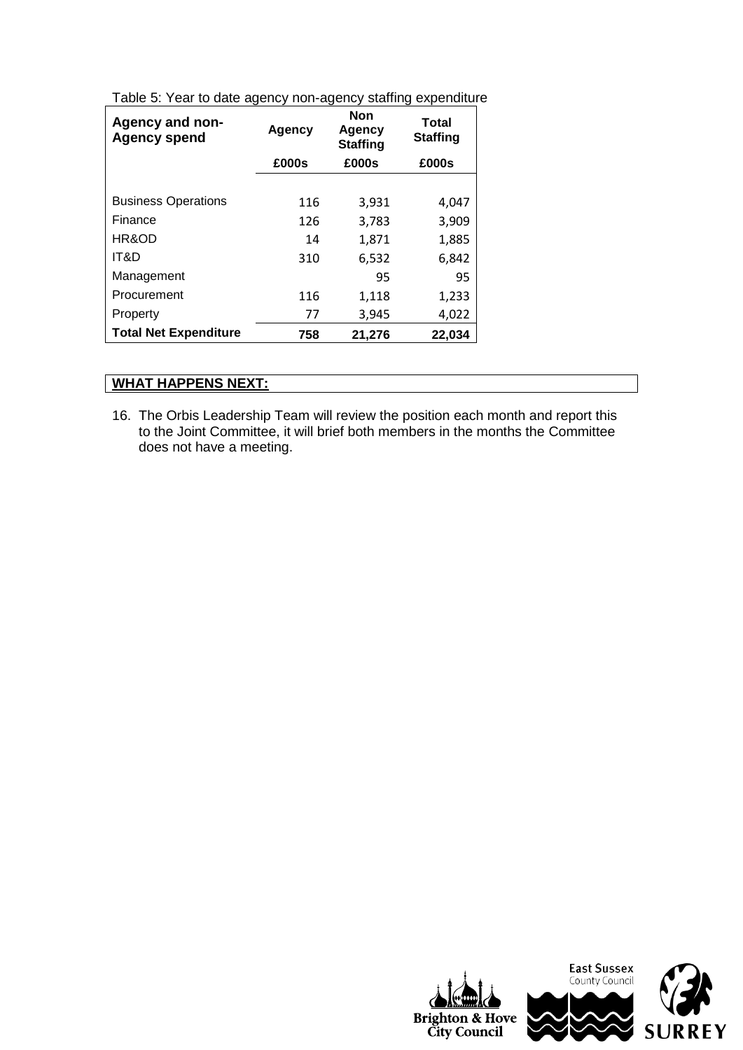Table 5: Year to date agency non-agency staffing expenditure

| Agency and non-Agency spend | Agency | Non Agency Staffing | Total Staffing |
|---|---|---|---|
| | £000s | £000s | £000s |
| Business Operations | 116 | 3,931 | 4,047 |
| Finance | 126 | 3,783 | 3,909 |
| HR&OD | 14 | 1,871 | 1,885 |
| IT&D | 310 | 6,532 | 6,842 |
| Management | | 95 | 95 |
| Procurement | 116 | 1,118 | 1,233 |
| Property | 77 | 3,945 | 4,022 |
| **Total Net Expenditure** | **758** | **21,276** | **22,034** |

**WHAT HAPPENS NEXT:**

16. The Orbis Leadership Team will review the position each month and report this to the Joint Committee, it will brief both members in the months the Committee does not have a meeting.